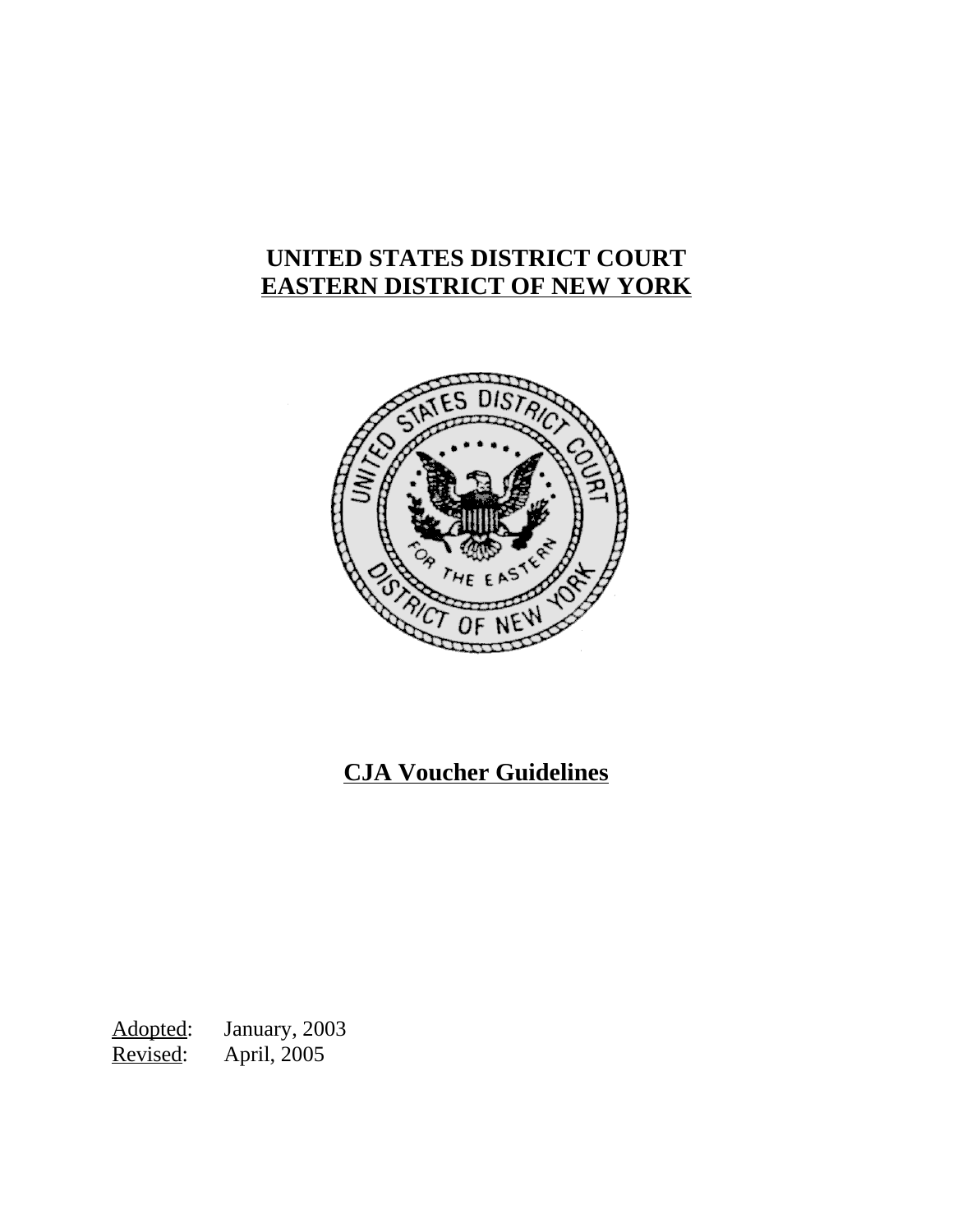# UNITED STATES DISTRICT COURT
# EASTERN DISTRICT OF NEW YORK

## CJA Voucher Guidelines

Adopted: January, 2003
Revised: April, 2005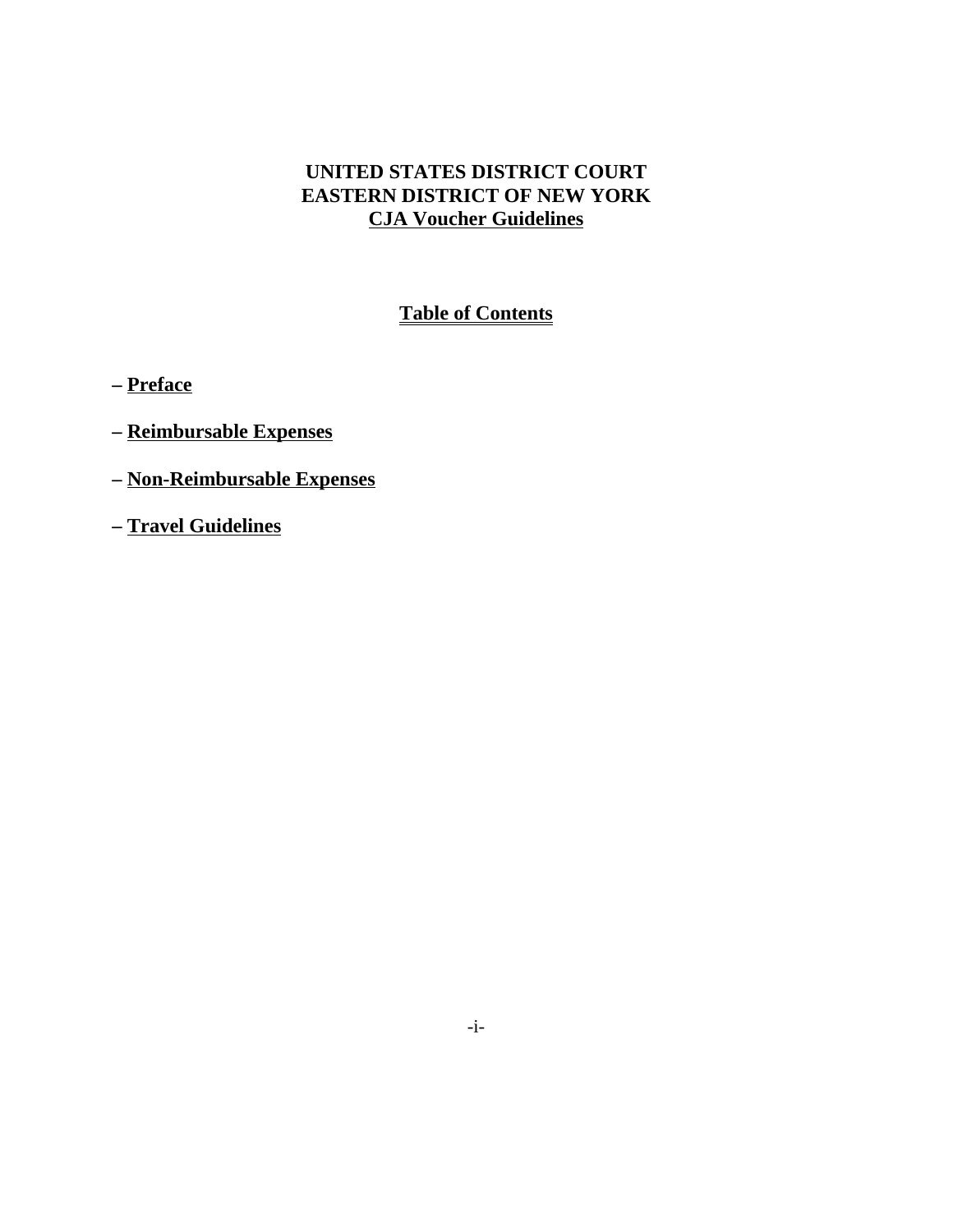**UNITED STATES DISTRICT COURT**
**EASTERN DISTRICT OF NEW YORK**
**CJA Voucher Guidelines**

## Table of Contents

– **Preface**

– **Reimbursable Expenses**

– **Non-Reimbursable Expenses**

– **Travel Guidelines**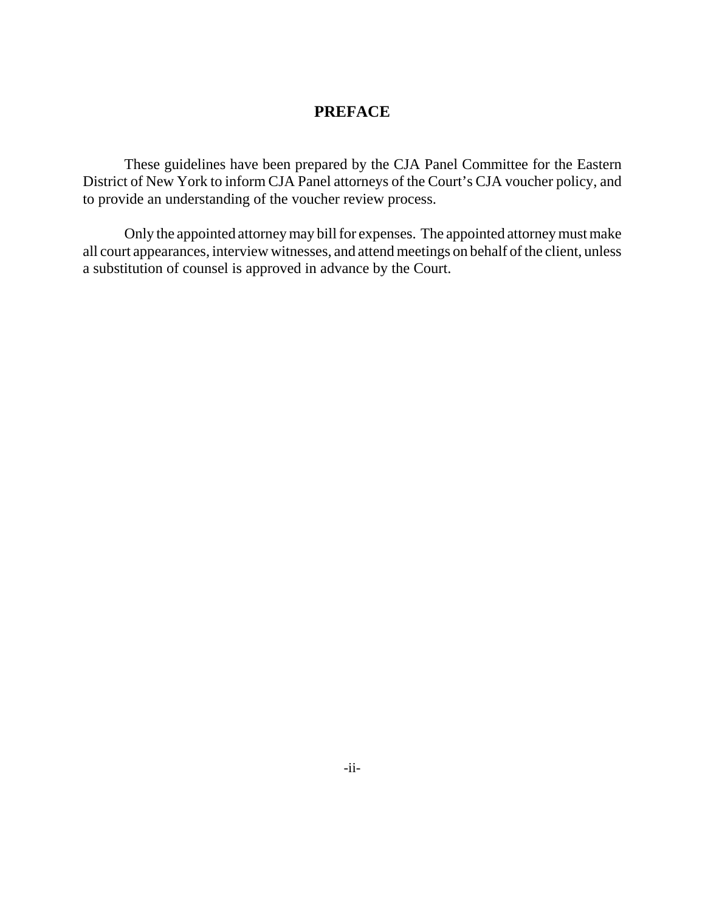# PREFACE

These guidelines have been prepared by the CJA Panel Committee for the Eastern District of New York to inform CJA Panel attorneys of the Court's CJA voucher policy, and to provide an understanding of the voucher review process.

Only the appointed attorney may bill for expenses. The appointed attorney must make all court appearances, interview witnesses, and attend meetings on behalf of the client, unless a substitution of counsel is approved in advance by the Court.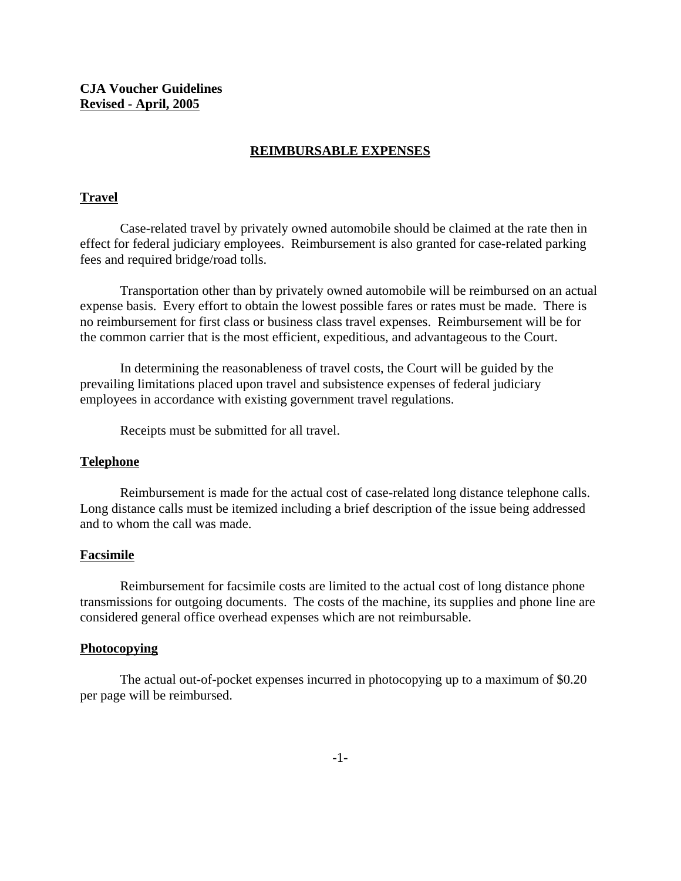**CJA Voucher Guidelines**
**Revised - April, 2005**

## REIMBURSABLE EXPENSES

### Travel

Case-related travel by privately owned automobile should be claimed at the rate then in effect for federal judiciary employees. Reimbursement is also granted for case-related parking fees and required bridge/road tolls.

Transportation other than by privately owned automobile will be reimbursed on an actual expense basis. Every effort to obtain the lowest possible fares or rates must be made. There is no reimbursement for first class or business class travel expenses. Reimbursement will be for the common carrier that is the most efficient, expeditious, and advantageous to the Court.

In determining the reasonableness of travel costs, the Court will be guided by the prevailing limitations placed upon travel and subsistence expenses of federal judiciary employees in accordance with existing government travel regulations.

Receipts must be submitted for all travel.

### Telephone

Reimbursement is made for the actual cost of case-related long distance telephone calls. Long distance calls must be itemized including a brief description of the issue being addressed and to whom the call was made.

### Facsimile

Reimbursement for facsimile costs are limited to the actual cost of long distance phone transmissions for outgoing documents. The costs of the machine, its supplies and phone line are considered general office overhead expenses which are not reimbursable.

### Photocopying

The actual out-of-pocket expenses incurred in photocopying up to a maximum of $0.20 per page will be reimbursed.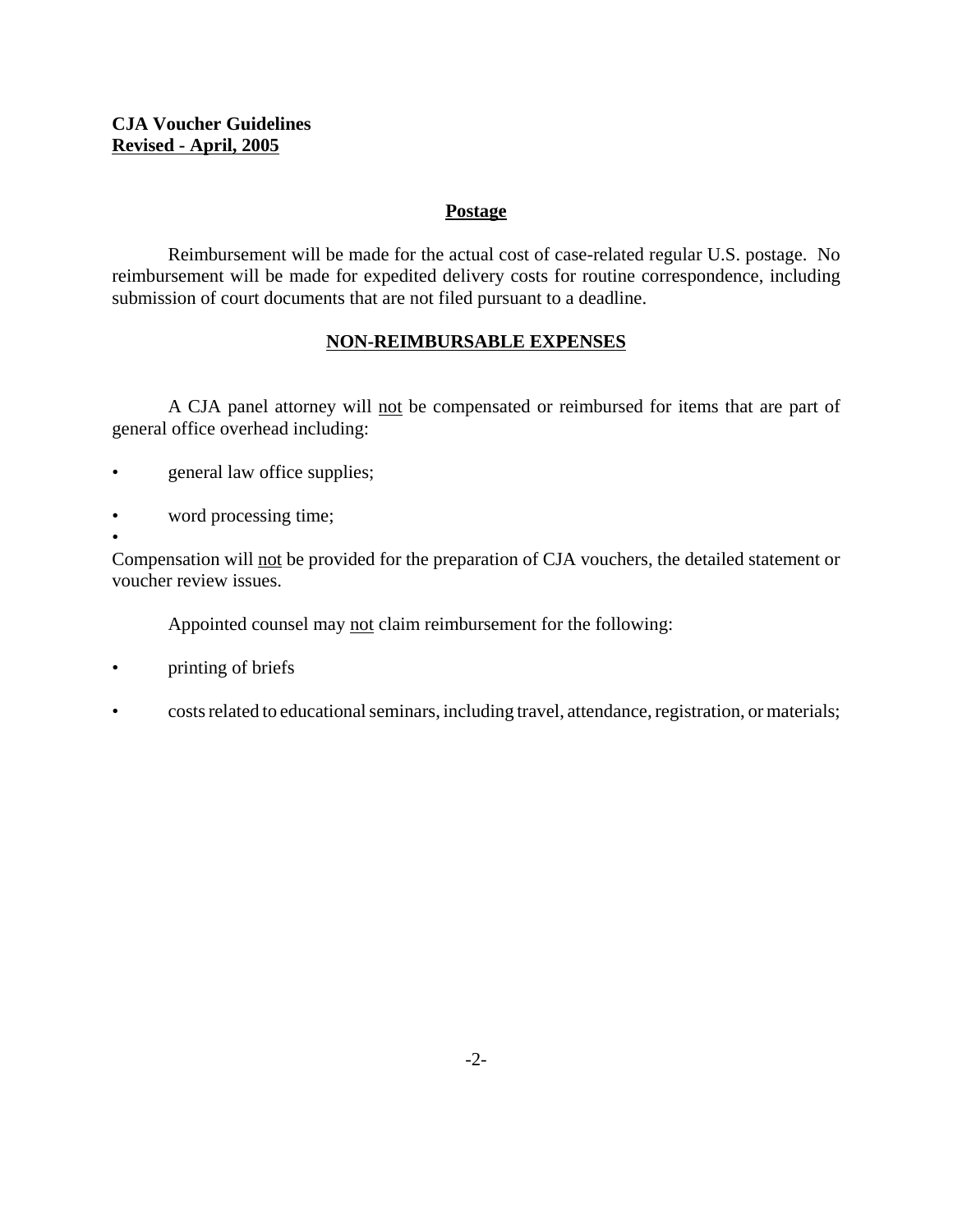**CJA Voucher Guidelines**
**Revised - April, 2005**

## Postage

Reimbursement will be made for the actual cost of case-related regular U.S. postage. No reimbursement will be made for expedited delivery costs for routine correspondence, including submission of court documents that are not filed pursuant to a deadline.

## NON-REIMBURSABLE EXPENSES

A CJA panel attorney will not be compensated or reimbursed for items that are part of general office overhead including:

- general law office supplies;
- word processing time;
- 

Compensation will not be provided for the preparation of CJA vouchers, the detailed statement or voucher review issues.

Appointed counsel may not claim reimbursement for the following:

- printing of briefs
- costs related to educational seminars, including travel, attendance, registration, or materials;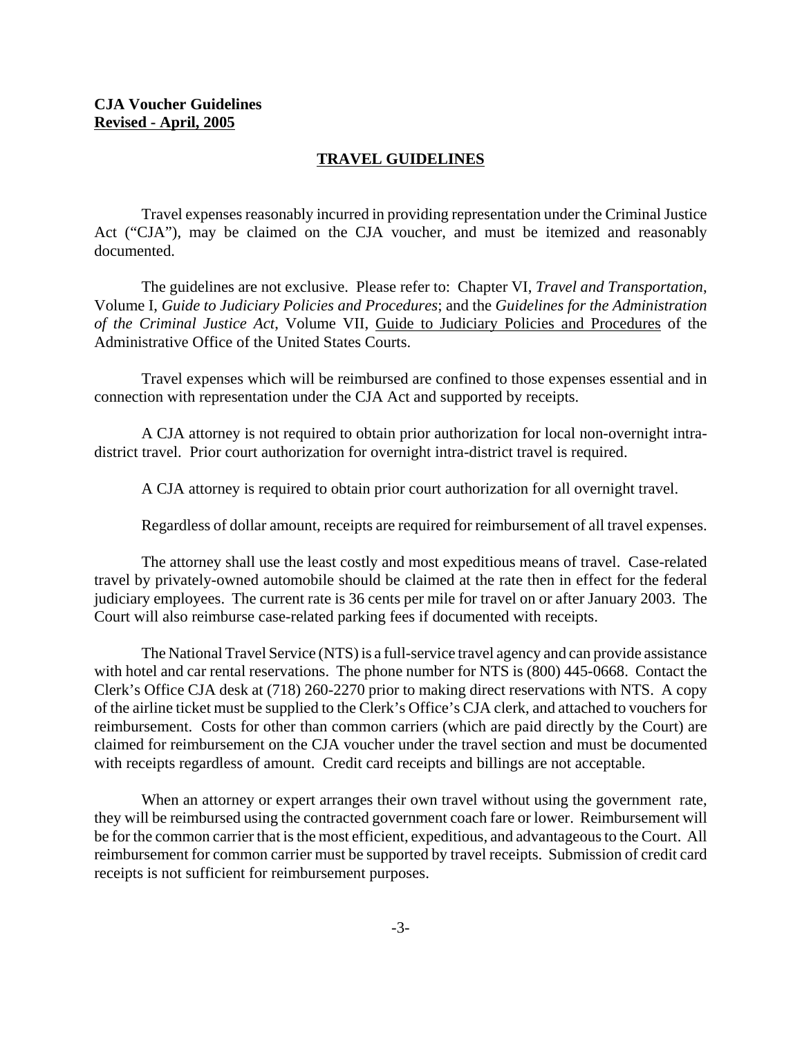**CJA Voucher Guidelines**
**Revised - April, 2005**

## TRAVEL GUIDELINES

Travel expenses reasonably incurred in providing representation under the Criminal Justice Act ("CJA"), may be claimed on the CJA voucher, and must be itemized and reasonably documented.

The guidelines are not exclusive. Please refer to: Chapter VI, *Travel and Transportation*, Volume I, *Guide to Judiciary Policies and Procedures*; and the *Guidelines for the Administration of the Criminal Justice Act*, Volume VII, Guide to Judiciary Policies and Procedures of the Administrative Office of the United States Courts.

Travel expenses which will be reimbursed are confined to those expenses essential and in connection with representation under the CJA Act and supported by receipts.

A CJA attorney is not required to obtain prior authorization for local non-overnight intra-district travel. Prior court authorization for overnight intra-district travel is required.

A CJA attorney is required to obtain prior court authorization for all overnight travel.

Regardless of dollar amount, receipts are required for reimbursement of all travel expenses.

The attorney shall use the least costly and most expeditious means of travel. Case-related travel by privately-owned automobile should be claimed at the rate then in effect for the federal judiciary employees. The current rate is 36 cents per mile for travel on or after January 2003. The Court will also reimburse case-related parking fees if documented with receipts.

The National Travel Service (NTS) is a full-service travel agency and can provide assistance with hotel and car rental reservations. The phone number for NTS is (800) 445-0668. Contact the Clerk's Office CJA desk at (718) 260-2270 prior to making direct reservations with NTS. A copy of the airline ticket must be supplied to the Clerk's Office's CJA clerk, and attached to vouchers for reimbursement. Costs for other than common carriers (which are paid directly by the Court) are claimed for reimbursement on the CJA voucher under the travel section and must be documented with receipts regardless of amount. Credit card receipts and billings are not acceptable.

When an attorney or expert arranges their own travel without using the government rate, they will be reimbursed using the contracted government coach fare or lower. Reimbursement will be for the common carrier that is the most efficient, expeditious, and advantageous to the Court. All reimbursement for common carrier must be supported by travel receipts. Submission of credit card receipts is not sufficient for reimbursement purposes.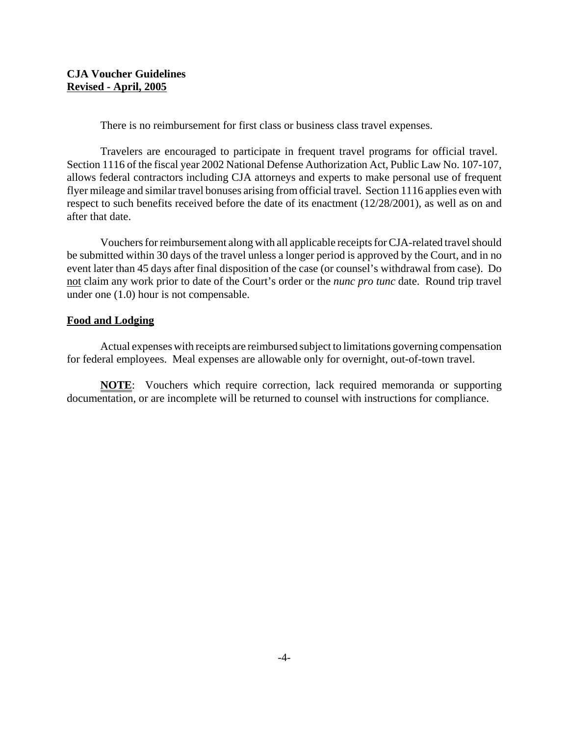There is no reimbursement for first class or business class travel expenses.

Travelers are encouraged to participate in frequent travel programs for official travel. Section 1116 of the fiscal year 2002 National Defense Authorization Act, Public Law No. 107-107, allows federal contractors including CJA attorneys and experts to make personal use of frequent flyer mileage and similar travel bonuses arising from official travel. Section 1116 applies even with respect to such benefits received before the date of its enactment (12/28/2001), as well as on and after that date.

Vouchers for reimbursement along with all applicable receipts for CJA-related travel should be submitted within 30 days of the travel unless a longer period is approved by the Court, and in no event later than 45 days after final disposition of the case (or counsel's withdrawal from case). Do not claim any work prior to date of the Court's order or the *nunc pro tunc* date. Round trip travel under one (1.0) hour is not compensable.

## Food and Lodging

Actual expenses with receipts are reimbursed subject to limitations governing compensation for federal employees. Meal expenses are allowable only for overnight, out-of-town travel.

**NOTE**: Vouchers which require correction, lack required memoranda or supporting documentation, or are incomplete will be returned to counsel with instructions for compliance.